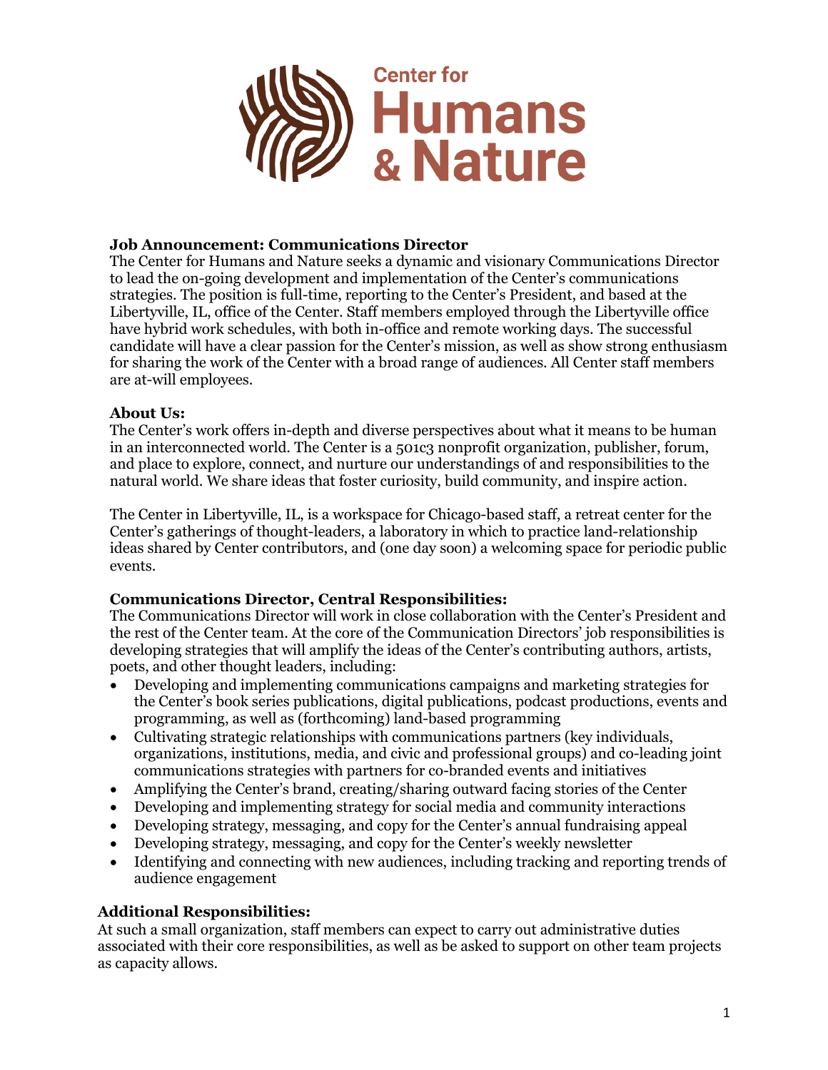Center for Humans & Nature

**Job Announcement: Communications Director**
The Center for Humans and Nature seeks a dynamic and visionary Communications Director to lead the on-going development and implementation of the Center's communications strategies. The position is full-time, reporting to the Center's President, and based at the Libertyville, IL, office of the Center. Staff members employed through the Libertyville office have hybrid work schedules, with both in-office and remote working days. The successful candidate will have a clear passion for the Center's mission, as well as show strong enthusiasm for sharing the work of the Center with a broad range of audiences. All Center staff members are at-will employees.

**About Us:**
The Center's work offers in-depth and diverse perspectives about what it means to be human in an interconnected world. The Center is a 501c3 nonprofit organization, publisher, forum, and place to explore, connect, and nurture our understandings of and responsibilities to the natural world. We share ideas that foster curiosity, build community, and inspire action.

The Center in Libertyville, IL, is a workspace for Chicago-based staff, a retreat center for the Center's gatherings of thought-leaders, a laboratory in which to practice land-relationship ideas shared by Center contributors, and (one day soon) a welcoming space for periodic public events.

**Communications Director, Central Responsibilities:**
The Communications Director will work in close collaboration with the Center's President and the rest of the Center team. At the core of the Communication Directors' job responsibilities is developing strategies that will amplify the ideas of the Center's contributing authors, artists, poets, and other thought leaders, including:

- Developing and implementing communications campaigns and marketing strategies for the Center's book series publications, digital publications, podcast productions, events and programming, as well as (forthcoming) land-based programming
- Cultivating strategic relationships with communications partners (key individuals, organizations, institutions, media, and civic and professional groups) and co-leading joint communications strategies with partners for co-branded events and initiatives
- Amplifying the Center's brand, creating/sharing outward facing stories of the Center
- Developing and implementing strategy for social media and community interactions
- Developing strategy, messaging, and copy for the Center's annual fundraising appeal
- Developing strategy, messaging, and copy for the Center's weekly newsletter
- Identifying and connecting with new audiences, including tracking and reporting trends of audience engagement

**Additional Responsibilities:**
At such a small organization, staff members can expect to carry out administrative duties associated with their core responsibilities, as well as be asked to support on other team projects as capacity allows.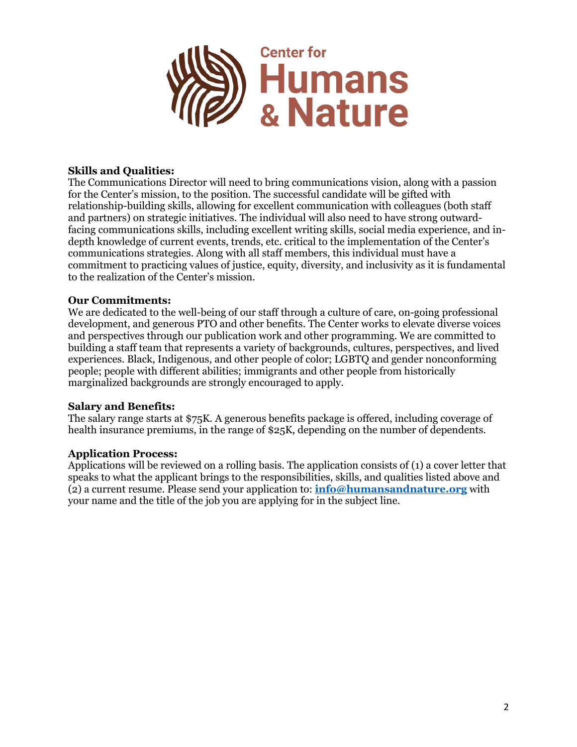**Center for Humans & Nature**

**Skills and Qualities:**
The Communications Director will need to bring communications vision, along with a passion for the Center's mission, to the position. The successful candidate will be gifted with relationship-building skills, allowing for excellent communication with colleagues (both staff and partners) on strategic initiatives. The individual will also need to have strong outward-facing communications skills, including excellent writing skills, social media experience, and in-depth knowledge of current events, trends, etc. critical to the implementation of the Center's communications strategies. Along with all staff members, this individual must have a commitment to practicing values of justice, equity, diversity, and inclusivity as it is fundamental to the realization of the Center's mission.

**Our Commitments:**
We are dedicated to the well-being of our staff through a culture of care, on-going professional development, and generous PTO and other benefits. The Center works to elevate diverse voices and perspectives through our publication work and other programming. We are committed to building a staff team that represents a variety of backgrounds, cultures, perspectives, and lived experiences. Black, Indigenous, and other people of color; LGBTQ and gender nonconforming people; people with different abilities; immigrants and other people from historically marginalized backgrounds are strongly encouraged to apply.

**Salary and Benefits:**
The salary range starts at $75K. A generous benefits package is offered, including coverage of health insurance premiums, in the range of $25K, depending on the number of dependents.

**Application Process:**
Applications will be reviewed on a rolling basis. The application consists of (1) a cover letter that speaks to what the applicant brings to the responsibilities, skills, and qualities listed above and (2) a current resume. Please send your application to: **info@humansandnature.org** with your name and the title of the job you are applying for in the subject line.